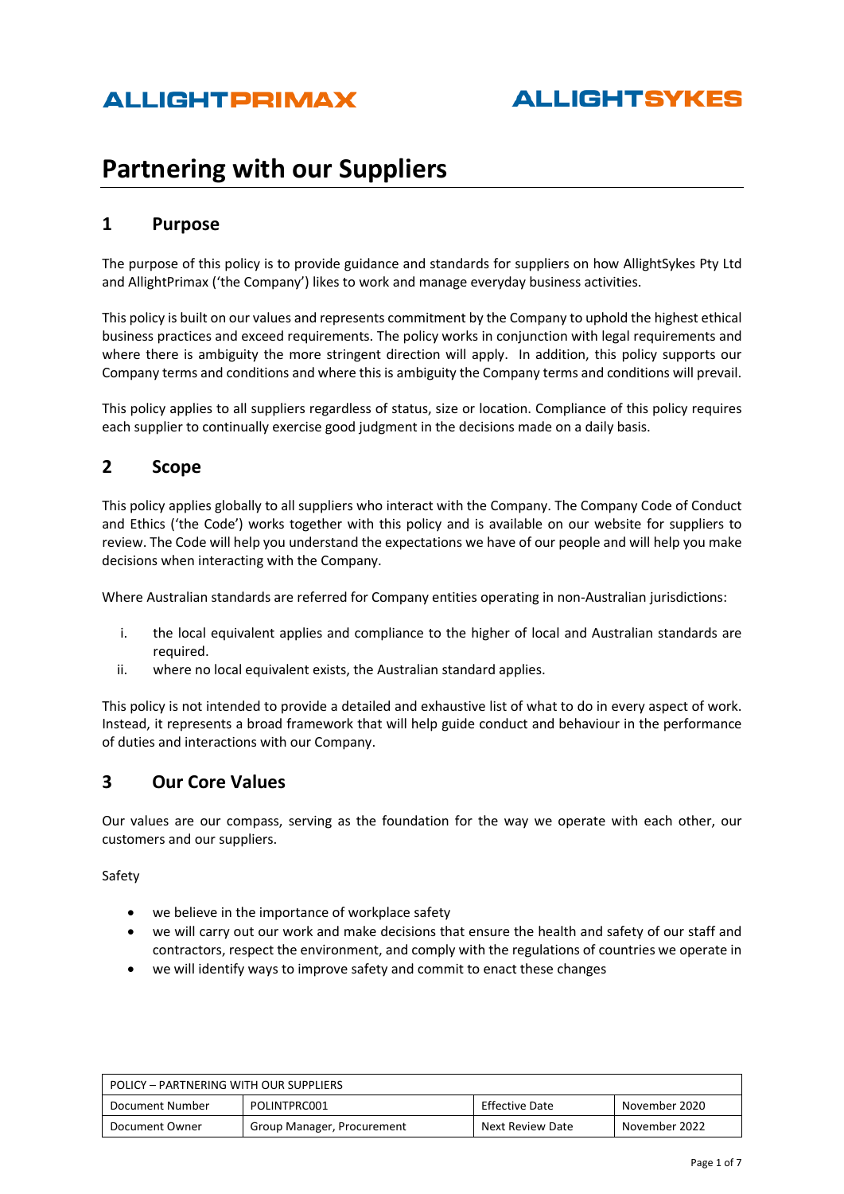ALLIGHTPRIMAX ALLIGHTSYKES

# Partnering with our Suppliers

## 1 Purpose

The purpose of this policy is to provide guidance and standards for suppliers on how AllightSykes Pty Ltd and AllightPrimax ('the Company') likes to work and manage everyday business activities.

This policy is built on our values and represents commitment by the Company to uphold the highest ethical business practices and exceed requirements. The policy works in conjunction with legal requirements and where there is ambiguity the more stringent direction will apply. In addition, this policy supports our Company terms and conditions and where this is ambiguity the Company terms and conditions will prevail.

This policy applies to all suppliers regardless of status, size or location. Compliance of this policy requires each supplier to continually exercise good judgment in the decisions made on a daily basis.

## 2 Scope

This policy applies globally to all suppliers who interact with the Company. The Company Code of Conduct and Ethics ('the Code') works together with this policy and is available on our website for suppliers to review. The Code will help you understand the expectations we have of our people and will help you make decisions when interacting with the Company.

Where Australian standards are referred for Company entities operating in non-Australian jurisdictions:

i. the local equivalent applies and compliance to the higher of local and Australian standards are required.
ii. where no local equivalent exists, the Australian standard applies.

This policy is not intended to provide a detailed and exhaustive list of what to do in every aspect of work. Instead, it represents a broad framework that will help guide conduct and behaviour in the performance of duties and interactions with our Company.

## 3 Our Core Values

Our values are our compass, serving as the foundation for the way we operate with each other, our customers and our suppliers.

Safety

- we believe in the importance of workplace safety
- we will carry out our work and make decisions that ensure the health and safety of our staff and contractors, respect the environment, and comply with the regulations of countries we operate in
- we will identify ways to improve safety and commit to enact these changes

| POLICY – PARTNERING WITH OUR SUPPLIERS | | | |
|---|---|---|---|
| Document Number | POLINTPRC001 | Effective Date | November 2020 |
| Document Owner | Group Manager, Procurement | Next Review Date | November 2022 |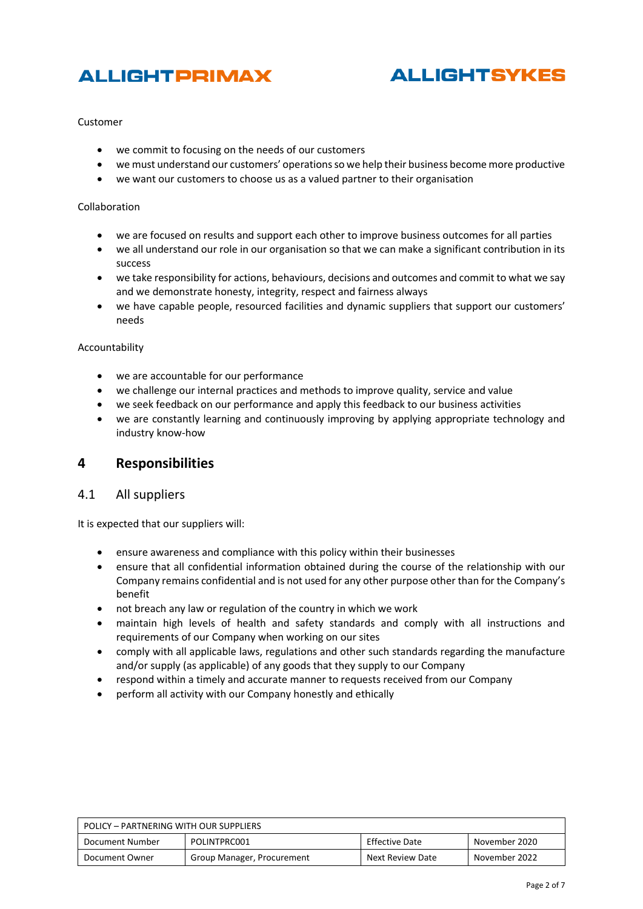Customer

- we commit to focusing on the needs of our customers
- we must understand our customers' operations so we help their business become more productive
- we want our customers to choose us as a valued partner to their organisation

Collaboration

- we are focused on results and support each other to improve business outcomes for all parties
- we all understand our role in our organisation so that we can make a significant contribution in its success
- we take responsibility for actions, behaviours, decisions and outcomes and commit to what we say and we demonstrate honesty, integrity, respect and fairness always
- we have capable people, resourced facilities and dynamic suppliers that support our customers' needs

Accountability

- we are accountable for our performance
- we challenge our internal practices and methods to improve quality, service and value
- we seek feedback on our performance and apply this feedback to our business activities
- we are constantly learning and continuously improving by applying appropriate technology and industry know-how

## 4 Responsibilities

### 4.1 All suppliers

It is expected that our suppliers will:

- ensure awareness and compliance with this policy within their businesses
- ensure that all confidential information obtained during the course of the relationship with our Company remains confidential and is not used for any other purpose other than for the Company's benefit
- not breach any law or regulation of the country in which we work
- maintain high levels of health and safety standards and comply with all instructions and requirements of our Company when working on our sites
- comply with all applicable laws, regulations and other such standards regarding the manufacture and/or supply (as applicable) of any goods that they supply to our Company
- respond within a timely and accurate manner to requests received from our Company
- perform all activity with our Company honestly and ethically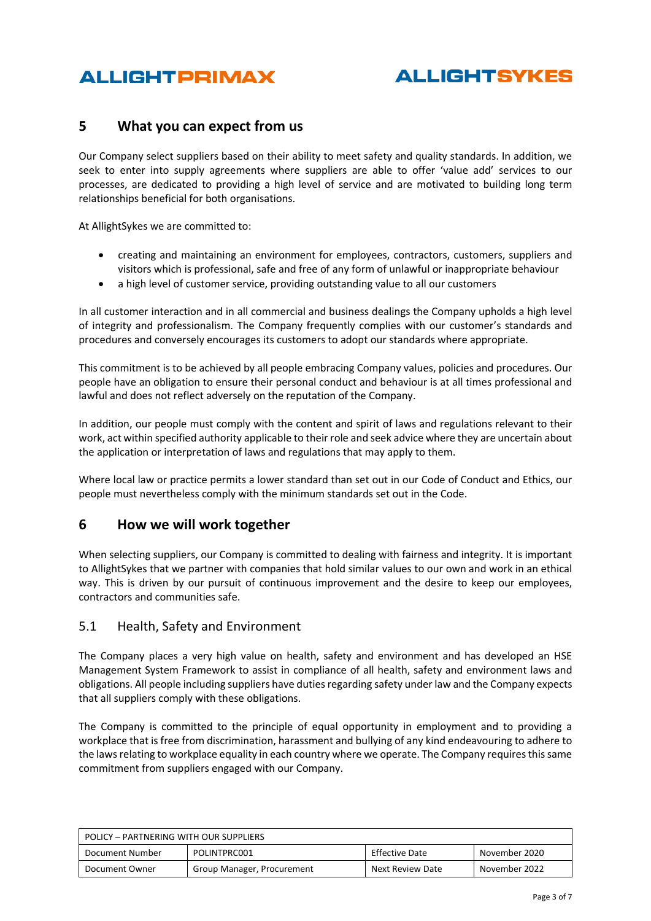## 5 What you can expect from us

Our Company select suppliers based on their ability to meet safety and quality standards. In addition, we seek to enter into supply agreements where suppliers are able to offer 'value add' services to our processes, are dedicated to providing a high level of service and are motivated to building long term relationships beneficial for both organisations.

At AllightSykes we are committed to:

- creating and maintaining an environment for employees, contractors, customers, suppliers and visitors which is professional, safe and free of any form of unlawful or inappropriate behaviour
- a high level of customer service, providing outstanding value to all our customers

In all customer interaction and in all commercial and business dealings the Company upholds a high level of integrity and professionalism. The Company frequently complies with our customer's standards and procedures and conversely encourages its customers to adopt our standards where appropriate.

This commitment is to be achieved by all people embracing Company values, policies and procedures. Our people have an obligation to ensure their personal conduct and behaviour is at all times professional and lawful and does not reflect adversely on the reputation of the Company.

In addition, our people must comply with the content and spirit of laws and regulations relevant to their work, act within specified authority applicable to their role and seek advice where they are uncertain about the application or interpretation of laws and regulations that may apply to them.

Where local law or practice permits a lower standard than set out in our Code of Conduct and Ethics, our people must nevertheless comply with the minimum standards set out in the Code.

## 6 How we will work together

When selecting suppliers, our Company is committed to dealing with fairness and integrity. It is important to AllightSykes that we partner with companies that hold similar values to our own and work in an ethical way. This is driven by our pursuit of continuous improvement and the desire to keep our employees, contractors and communities safe.

### 5.1 Health, Safety and Environment

The Company places a very high value on health, safety and environment and has developed an HSE Management System Framework to assist in compliance of all health, safety and environment laws and obligations. All people including suppliers have duties regarding safety under law and the Company expects that all suppliers comply with these obligations.

The Company is committed to the principle of equal opportunity in employment and to providing a workplace that is free from discrimination, harassment and bullying of any kind endeavouring to adhere to the laws relating to workplace equality in each country where we operate. The Company requires this same commitment from suppliers engaged with our Company.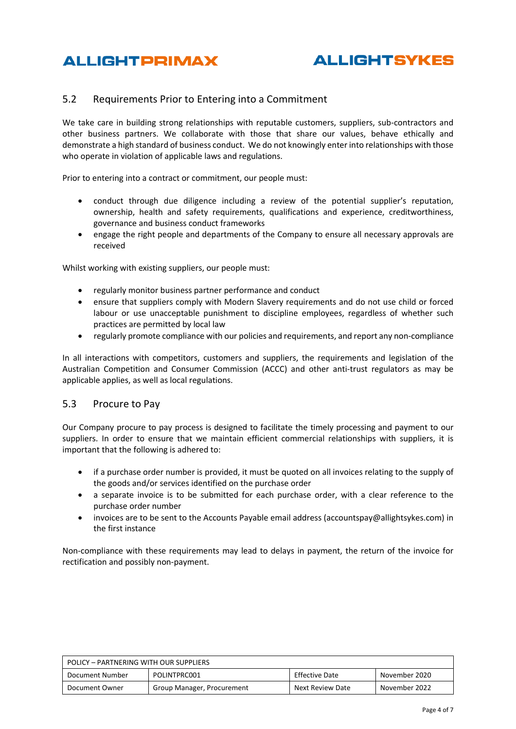## 5.2 Requirements Prior to Entering into a Commitment

We take care in building strong relationships with reputable customers, suppliers, sub-contractors and other business partners. We collaborate with those that share our values, behave ethically and demonstrate a high standard of business conduct. We do not knowingly enter into relationships with those who operate in violation of applicable laws and regulations.

Prior to entering into a contract or commitment, our people must:

- conduct through due diligence including a review of the potential supplier's reputation, ownership, health and safety requirements, qualifications and experience, creditworthiness, governance and business conduct frameworks
- engage the right people and departments of the Company to ensure all necessary approvals are received

Whilst working with existing suppliers, our people must:

- regularly monitor business partner performance and conduct
- ensure that suppliers comply with Modern Slavery requirements and do not use child or forced labour or use unacceptable punishment to discipline employees, regardless of whether such practices are permitted by local law
- regularly promote compliance with our policies and requirements, and report any non-compliance

In all interactions with competitors, customers and suppliers, the requirements and legislation of the Australian Competition and Consumer Commission (ACCC) and other anti-trust regulators as may be applicable applies, as well as local regulations.

## 5.3 Procure to Pay

Our Company procure to pay process is designed to facilitate the timely processing and payment to our suppliers. In order to ensure that we maintain efficient commercial relationships with suppliers, it is important that the following is adhered to:

- if a purchase order number is provided, it must be quoted on all invoices relating to the supply of the goods and/or services identified on the purchase order
- a separate invoice is to be submitted for each purchase order, with a clear reference to the purchase order number
- invoices are to be sent to the Accounts Payable email address (accountspay@allightsykes.com) in the first instance

Non-compliance with these requirements may lead to delays in payment, the return of the invoice for rectification and possibly non-payment.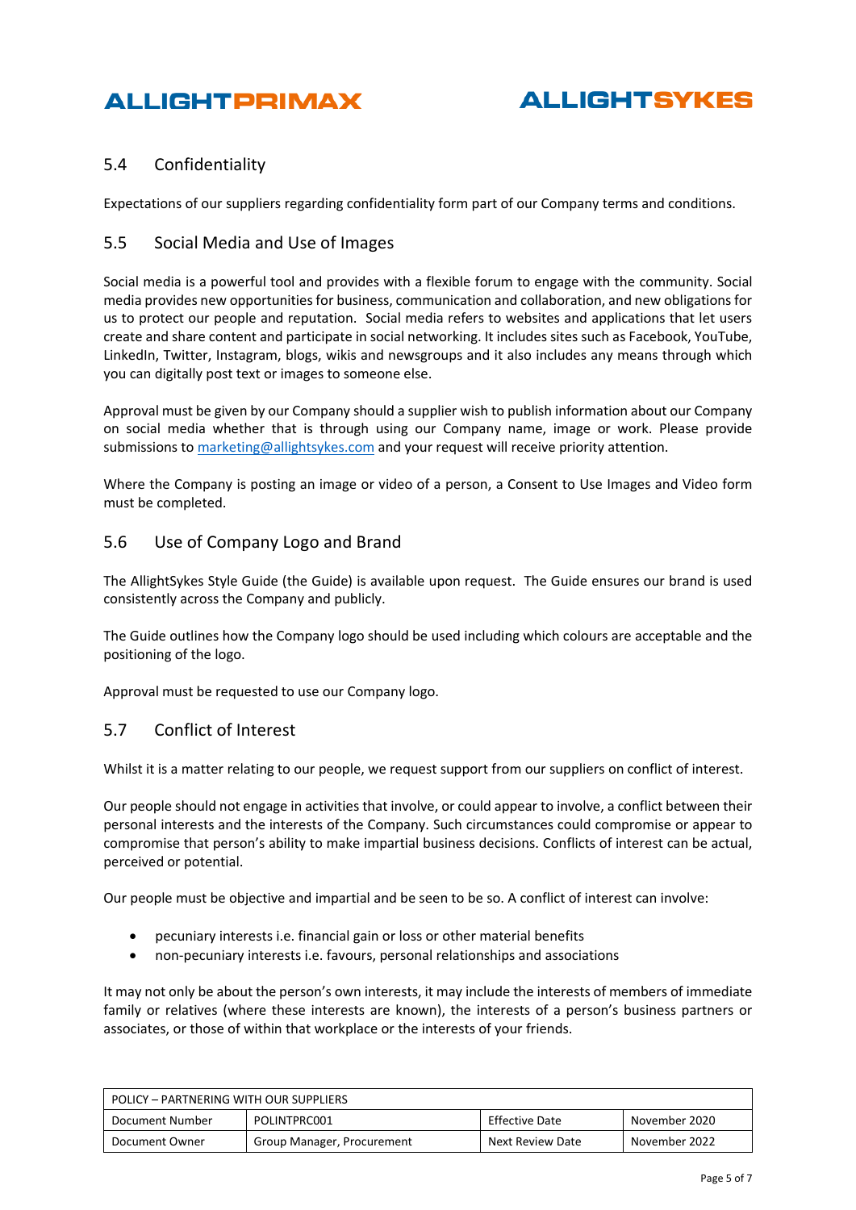## 5.4 Confidentiality

Expectations of our suppliers regarding confidentiality form part of our Company terms and conditions.

## 5.5 Social Media and Use of Images

Social media is a powerful tool and provides with a flexible forum to engage with the community. Social media provides new opportunities for business, communication and collaboration, and new obligations for us to protect our people and reputation. Social media refers to websites and applications that let users create and share content and participate in social networking. It includes sites such as Facebook, YouTube, LinkedIn, Twitter, Instagram, blogs, wikis and newsgroups and it also includes any means through which you can digitally post text or images to someone else.

Approval must be given by our Company should a supplier wish to publish information about our Company on social media whether that is through using our Company name, image or work. Please provide submissions to marketing@allightsykes.com and your request will receive priority attention.

Where the Company is posting an image or video of a person, a Consent to Use Images and Video form must be completed.

## 5.6 Use of Company Logo and Brand

The AllightSykes Style Guide (the Guide) is available upon request. The Guide ensures our brand is used consistently across the Company and publicly.

The Guide outlines how the Company logo should be used including which colours are acceptable and the positioning of the logo.

Approval must be requested to use our Company logo.

## 5.7 Conflict of Interest

Whilst it is a matter relating to our people, we request support from our suppliers on conflict of interest.

Our people should not engage in activities that involve, or could appear to involve, a conflict between their personal interests and the interests of the Company. Such circumstances could compromise or appear to compromise that person's ability to make impartial business decisions. Conflicts of interest can be actual, perceived or potential.

Our people must be objective and impartial and be seen to be so. A conflict of interest can involve:

- pecuniary interests i.e. financial gain or loss or other material benefits
- non-pecuniary interests i.e. favours, personal relationships and associations

It may not only be about the person's own interests, it may include the interests of members of immediate family or relatives (where these interests are known), the interests of a person's business partners or associates, or those of within that workplace or the interests of your friends.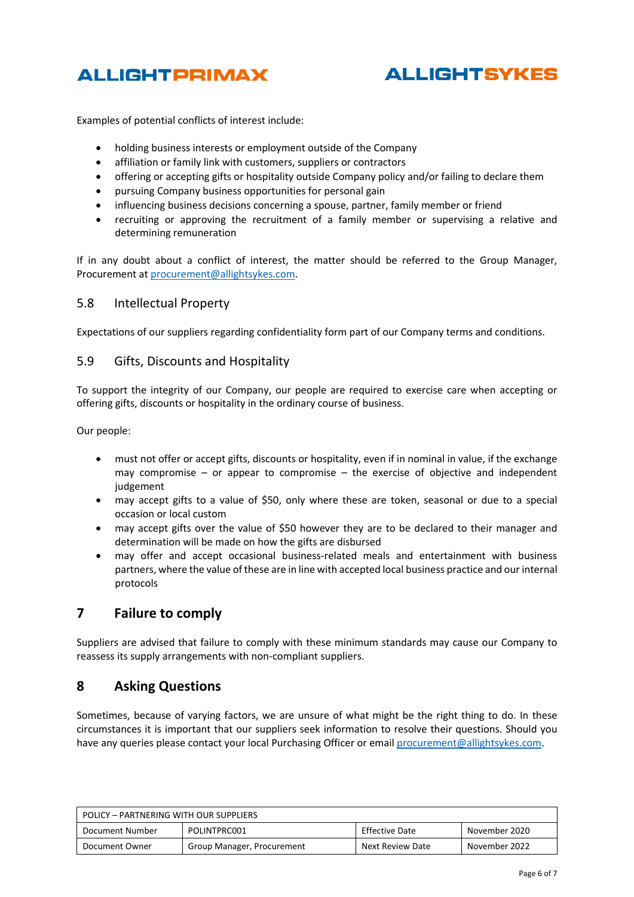Examples of potential conflicts of interest include:

- holding business interests or employment outside of the Company
- affiliation or family link with customers, suppliers or contractors
- offering or accepting gifts or hospitality outside Company policy and/or failing to declare them
- pursuing Company business opportunities for personal gain
- influencing business decisions concerning a spouse, partner, family member or friend
- recruiting or approving the recruitment of a family member or supervising a relative and determining remuneration

If in any doubt about a conflict of interest, the matter should be referred to the Group Manager, Procurement at procurement@allightsykes.com.

### 5.8 Intellectual Property

Expectations of our suppliers regarding confidentiality form part of our Company terms and conditions.

### 5.9 Gifts, Discounts and Hospitality

To support the integrity of our Company, our people are required to exercise care when accepting or offering gifts, discounts or hospitality in the ordinary course of business.

Our people:

- must not offer or accept gifts, discounts or hospitality, even if in nominal in value, if the exchange may compromise – or appear to compromise – the exercise of objective and independent judgement
- may accept gifts to a value of $50, only where these are token, seasonal or due to a special occasion or local custom
- may accept gifts over the value of $50 however they are to be declared to their manager and determination will be made on how the gifts are disbursed
- may offer and accept occasional business-related meals and entertainment with business partners, where the value of these are in line with accepted local business practice and our internal protocols

## 7 Failure to comply

Suppliers are advised that failure to comply with these minimum standards may cause our Company to reassess its supply arrangements with non-compliant suppliers.

## 8 Asking Questions

Sometimes, because of varying factors, we are unsure of what might be the right thing to do. In these circumstances it is important that our suppliers seek information to resolve their questions. Should you have any queries please contact your local Purchasing Officer or email procurement@allightsykes.com.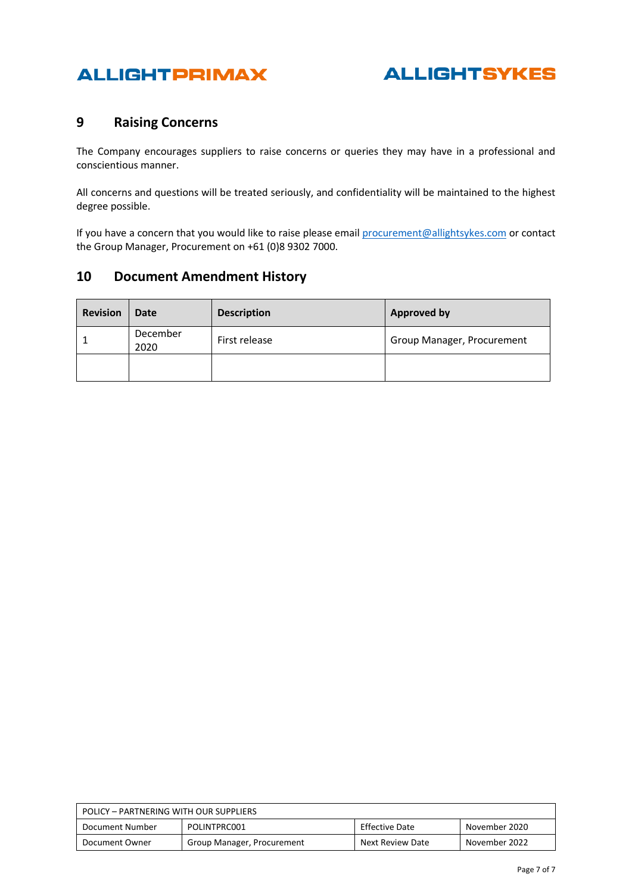## 9 Raising Concerns

The Company encourages suppliers to raise concerns or queries they may have in a professional and conscientious manner.

All concerns and questions will be treated seriously, and confidentiality will be maintained to the highest degree possible.

If you have a concern that you would like to raise please email procurement@allightsykes.com or contact the Group Manager, Procurement on +61 (0)8 9302 7000.

## 10 Document Amendment History

| Revision | Date | Description | Approved by |
|---|---|---|---|
| 1 | December 2020 | First release | Group Manager, Procurement |
| | | | |

| POLICY – PARTNERING WITH OUR SUPPLIERS | | | |
|---|---|---|---|
| Document Number | POLINTPRC001 | Effective Date | November 2020 |
| Document Owner | Group Manager, Procurement | Next Review Date | November 2022 |